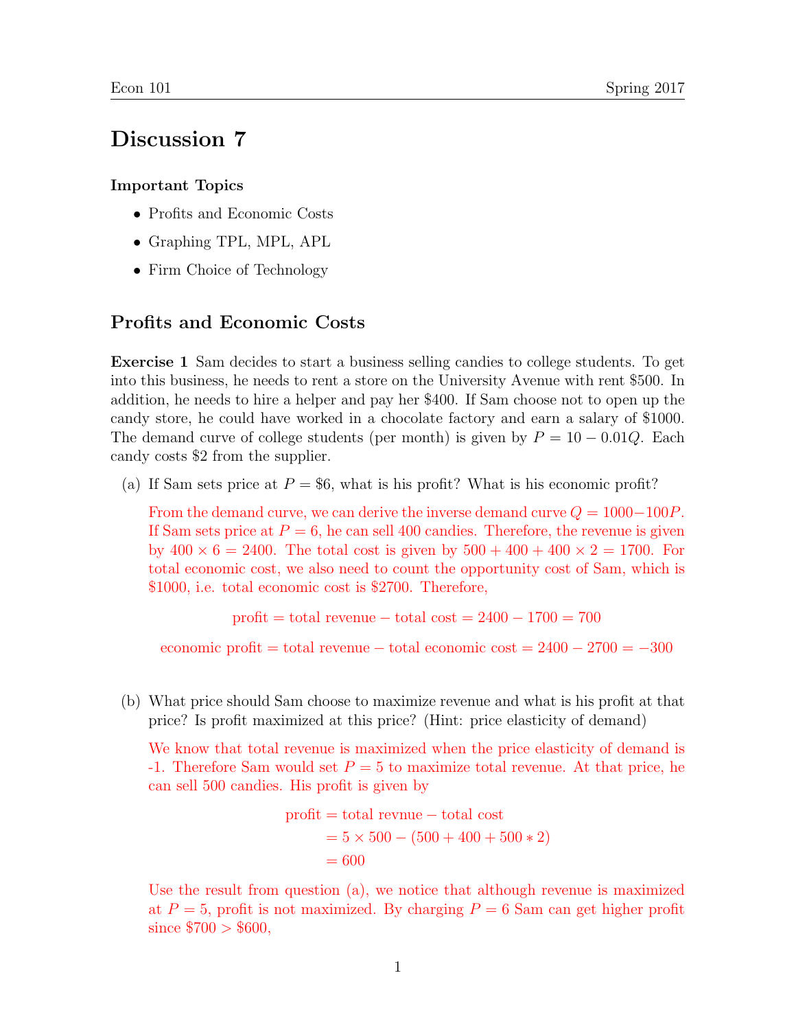# Discussion 7

### Important Topics

- Profits and Economic Costs
- Graphing TPL, MPL, APL
- Firm Choice of Technology

## Profits and Economic Costs

**Exercise 1** Sam decides to start a business selling candies to college students. To get into this business, he needs to rent a store on the University Avenue with rent \$500. In addition, he needs to hire a helper and pay her \$400. If Sam choose not to open up the candy store, he could have worked in a chocolate factory and earn a salary of \$1000. The demand curve of college students (per month) is given by $P = 10 - 0.01Q$. Each candy costs \$2 from the supplier.

(a) If Sam sets price at $P = \$6$, what is his profit? What is his economic profit?

From the demand curve, we can derive the inverse demand curve $Q = 1000 - 100P$. If Sam sets price at $P = 6$, he can sell 400 candies. Therefore, the revenue is given by $400 \times 6 = 2400$. The total cost is given by $500 + 400 + 400 \times 2 = 1700$. For total economic cost, we also need to count the opportunity cost of Sam, which is \$1000, i.e. total economic cost is \$2700. Therefore,

$$\text{profit} = \text{total revenue} - \text{total cost} = 2400 - 1700 = 700$$

$$\text{economic profit} = \text{total revenue} - \text{total economic cost} = 2400 - 2700 = -300$$

(b) What price should Sam choose to maximize revenue and what is his profit at that price? Is profit maximized at this price? (Hint: price elasticity of demand)

We know that total revenue is maximized when the price elasticity of demand is -1. Therefore Sam would set $P = 5$ to maximize total revenue. At that price, he can sell 500 candies. His profit is given by

$$\begin{aligned} \text{profit} &= \text{total revnue} - \text{total cost} \\ &= 5 \times 500 - (500 + 400 + 500 * 2) \\ &= 600 \end{aligned}$$

Use the result from question (a), we notice that although revenue is maximized at $P = 5$, profit is not maximized. By charging $P = 6$ Sam can get higher profit since \$700 > \$600,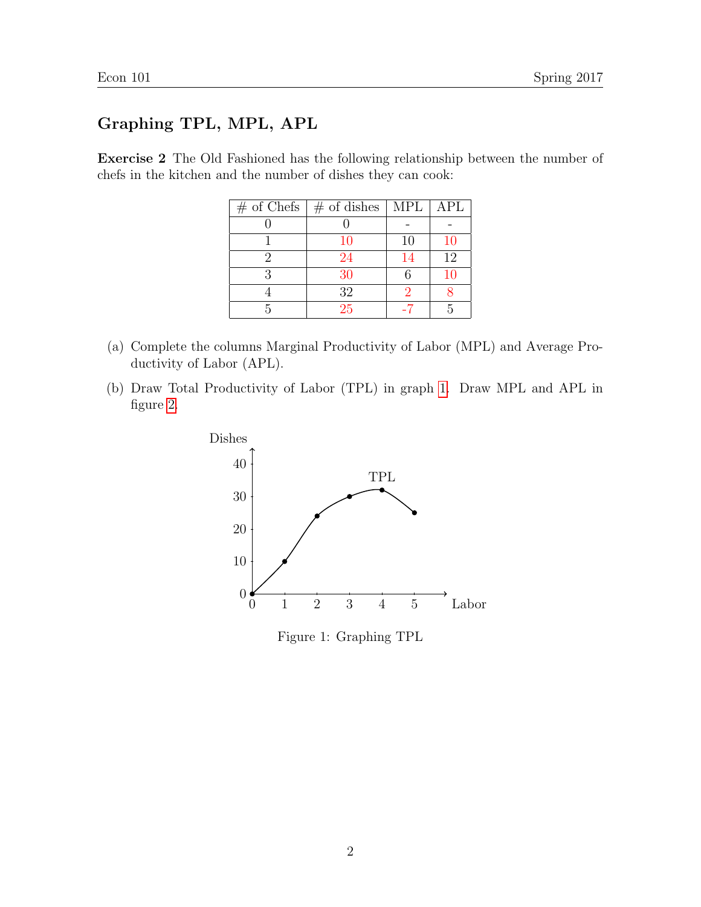## Graphing TPL, MPL, APL

**Exercise 2** The Old Fashioned has the following relationship between the number of chefs in the kitchen and the number of dishes they can cook:

| # of Chefs | # of dishes | MPL | APL |
|---|---|---|---|
| 0 | 0 | - | - |
| 1 | 10 | 10 | 10 |
| 2 | 24 | 14 | 12 |
| 3 | 30 | 6 | 10 |
| 4 | 32 | 2 | 8 |
| 5 | 25 | -7 | 5 |

(a) Complete the columns Marginal Productivity of Labor (MPL) and Average Productivity of Labor (APL).

(b) Draw Total Productivity of Labor (TPL) in graph 1. Draw MPL and APL in figure 2.

Figure 1: Graphing TPL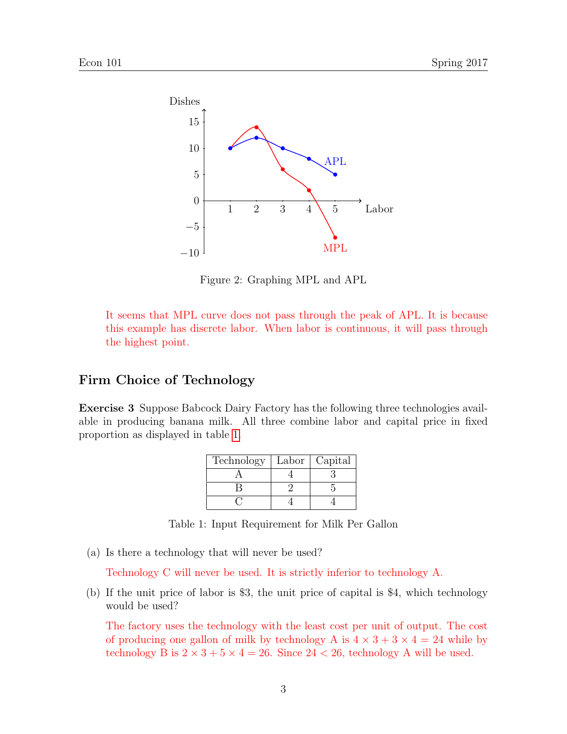Figure 2: Graphing MPL and APL

It seems that MPL curve does not pass through the peak of APL. It is because this example has discrete labor. When labor is continuous, it will pass through the highest point.

## Firm Choice of Technology

**Exercise 3** Suppose Babcock Dairy Factory has the following three technologies available in producing banana milk. All three combine labor and capital price in fixed proportion as displayed in table 1.

| Technology | Labor | Capital |
|---|---|---|
| A | 4 | 3 |
| B | 2 | 5 |
| C | 4 | 4 |

Table 1: Input Requirement for Milk Per Gallon

(a) Is there a technology that will never be used?

Technology C will never be used. It is strictly inferior to technology A.

(b) If the unit price of labor is \$3, the unit price of capital is \$4, which technology would be used?

The factory uses the technology with the least cost per unit of output. The cost of producing one gallon of milk by technology A is $4 \times 3 + 3 \times 4 = 24$ while by technology B is $2 \times 3 + 5 \times 4 = 26$. Since $24 < 26$, technology A will be used.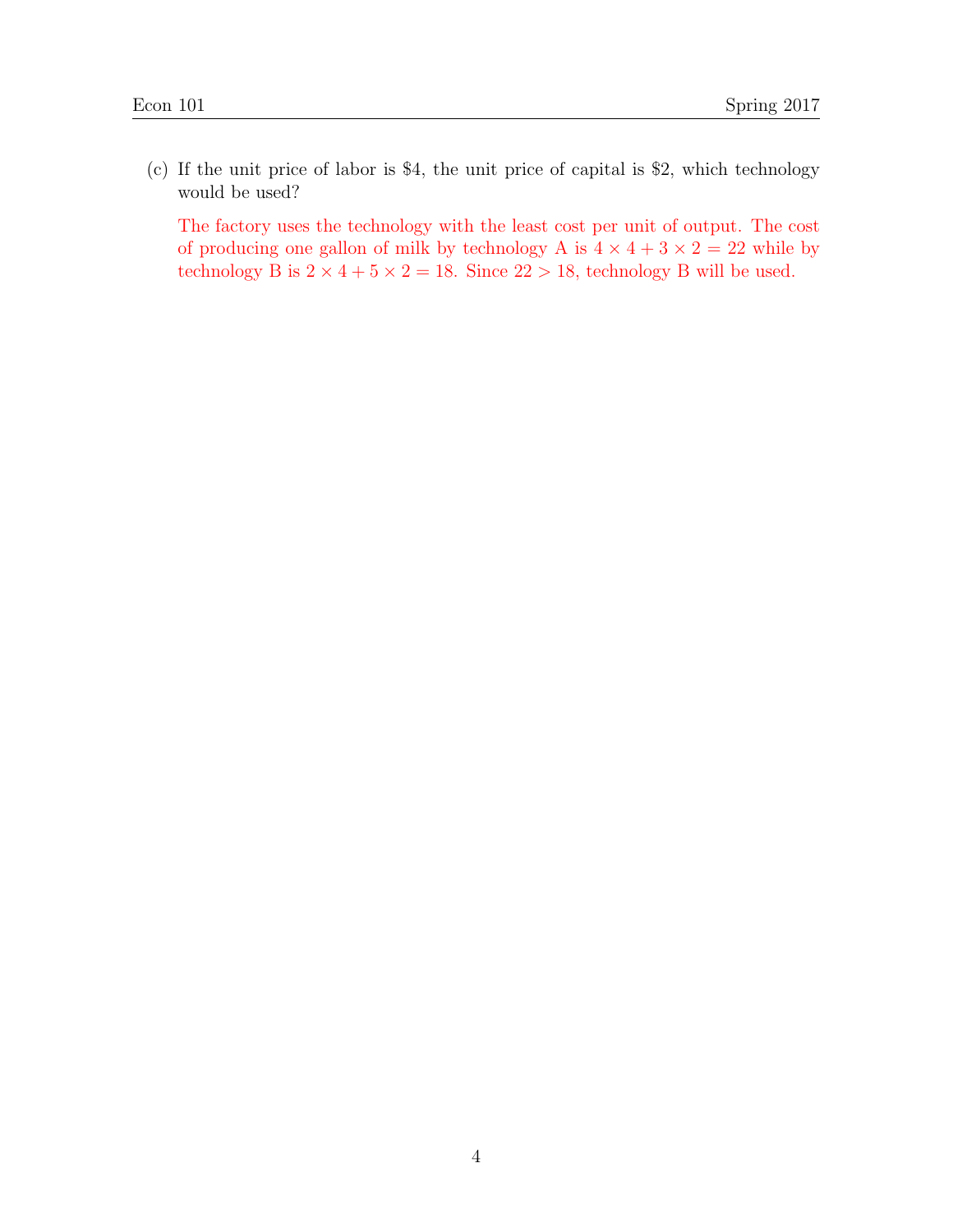(c) If the unit price of labor is \$4, the unit price of capital is \$2, which technology would be used?

The factory uses the technology with the least cost per unit of output. The cost of producing one gallon of milk by technology A is $4 \times 4 + 3 \times 2 = 22$ while by technology B is $2 \times 4 + 5 \times 2 = 18$. Since $22 > 18$, technology B will be used.